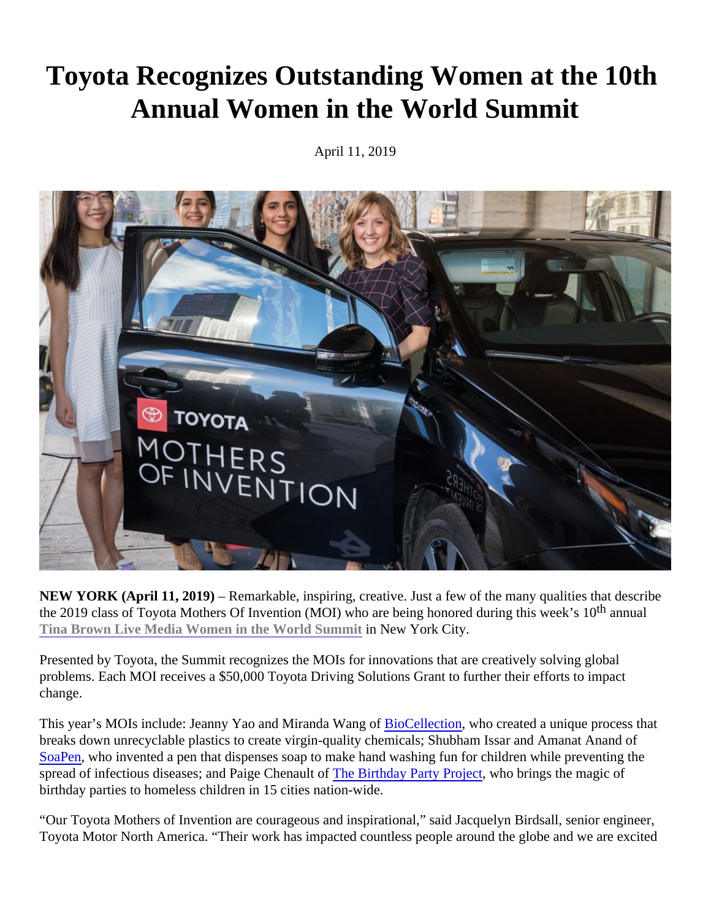# Toyota Recognizes Outstanding Women at the 10th Annual Women in the World Summit

April 11, 2019

**NEW YORK (April 11, 2019)** – Remarkable, inspiring, creative. Just a few of the many qualities that describe the 2019 class of Toyota Mothers Of Invention (MOI) who are being honored during this week's 10$^{th}$ annual **Tina Brown Live Media Women in the World Summit** in New York City.

Presented by Toyota, the Summit recognizes the MOIs for innovations that are creatively solving global problems. Each MOI receives a $50,000 Toyota Driving Solutions Grant to further their efforts to impact change.

This year's MOIs include: Jeanny Yao and Miranda Wang of BioCellection, who created a unique process that breaks down unrecyclable plastics to create virgin-quality chemicals; Shubham Issar and Amanat Anand of SoaPen, who invented a pen that dispenses soap to make hand washing fun for children while preventing the spread of infectious diseases; and Paige Chenault of The Birthday Party Project, who brings the magic of birthday parties to homeless children in 15 cities nation-wide.

"Our Toyota Mothers of Invention are courageous and inspirational," said Jacquelyn Birdsall, senior engineer, Toyota Motor North America. "Their work has impacted countless people around the globe and we are excited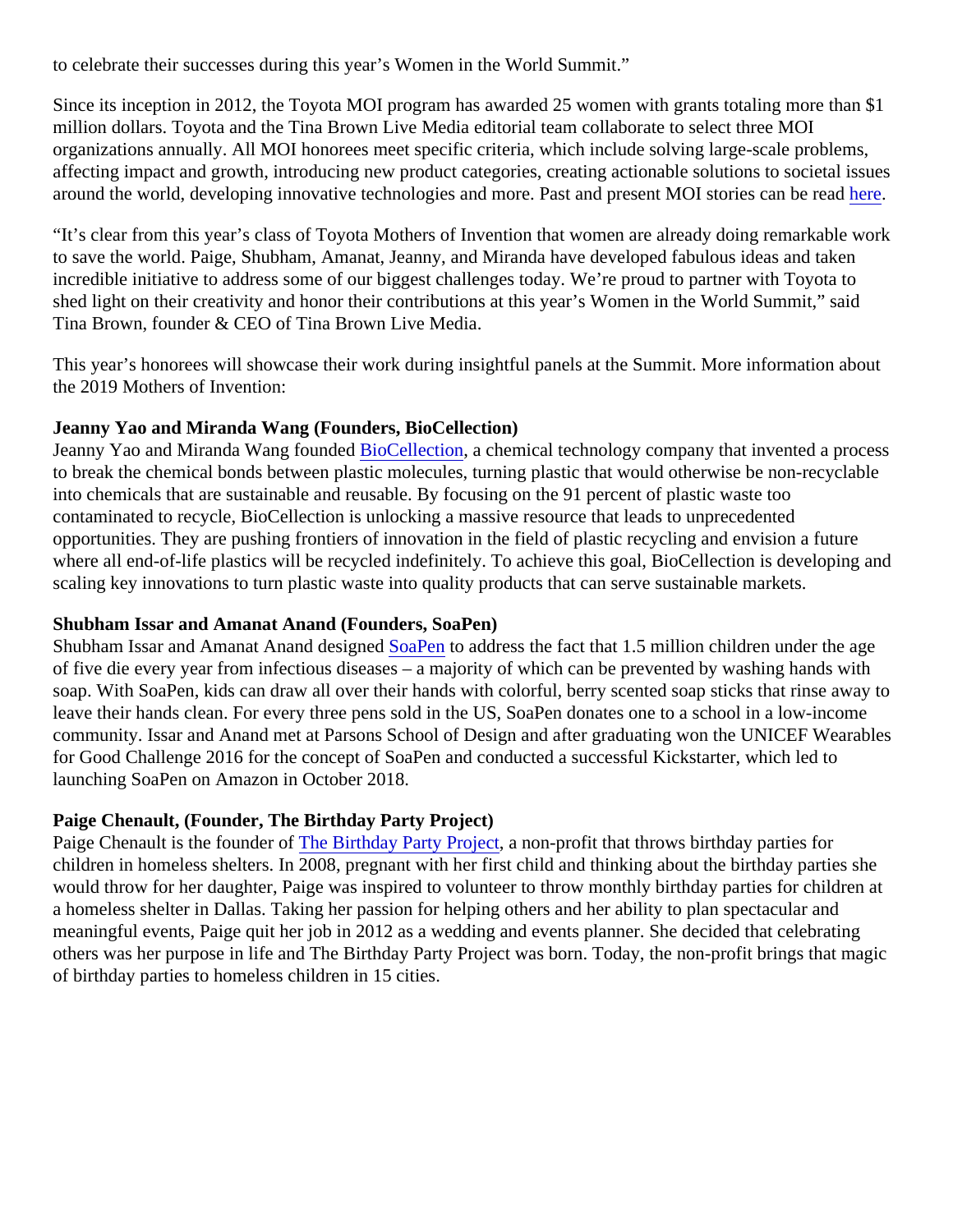to celebrate their successes during this year's Women in the World Summit."

Since its inception in 2012, the Toyota MOI program has awarded 25 women with grants totaling more than $1 million dollars. Toyota and the Tina Brown Live Media editorial team collaborate to select three MOI organizations annually. All MOI honorees meet specific criteria, which include solving large-scale problems, affecting impact and growth, introducing new product categories, creating actionable solutions to societal issues around the world, developing innovative technologies and more. Past and present MOI stories can be read here.

"It's clear from this year's class of Toyota Mothers of Invention that women are already doing remarkable work to save the world. Paige, Shubham, Amanat, Jeanny, and Miranda have developed fabulous ideas and taken incredible initiative to address some of our biggest challenges today. We're proud to partner with Toyota to shed light on their creativity and honor their contributions at this year's Women in the World Summit," said Tina Brown, founder & CEO of Tina Brown Live Media.

This year's honorees will showcase their work during insightful panels at the Summit. More information about the 2019 Mothers of Invention:

**Jeanny Yao and Miranda Wang (Founders, BioCellection)**
Jeanny Yao and Miranda Wang founded BioCellection, a chemical technology company that invented a process to break the chemical bonds between plastic molecules, turning plastic that would otherwise be non-recyclable into chemicals that are sustainable and reusable. By focusing on the 91 percent of plastic waste too contaminated to recycle, BioCellection is unlocking a massive resource that leads to unprecedented opportunities. They are pushing frontiers of innovation in the field of plastic recycling and envision a future where all end-of-life plastics will be recycled indefinitely. To achieve this goal, BioCellection is developing and scaling key innovations to turn plastic waste into quality products that can serve sustainable markets.

**Shubham Issar and Amanat Anand (Founders, SoaPen)**
Shubham Issar and Amanat Anand designed SoaPen to address the fact that 1.5 million children under the age of five die every year from infectious diseases – a majority of which can be prevented by washing hands with soap. With SoaPen, kids can draw all over their hands with colorful, berry scented soap sticks that rinse away to leave their hands clean. For every three pens sold in the US, SoaPen donates one to a school in a low-income community. Issar and Anand met at Parsons School of Design and after graduating won the UNICEF Wearables for Good Challenge 2016 for the concept of SoaPen and conducted a successful Kickstarter, which led to launching SoaPen on Amazon in October 2018.

**Paige Chenault, (Founder, The Birthday Party Project)**
Paige Chenault is the founder of The Birthday Party Project, a non-profit that throws birthday parties for children in homeless shelters. In 2008, pregnant with her first child and thinking about the birthday parties she would throw for her daughter, Paige was inspired to volunteer to throw monthly birthday parties for children at a homeless shelter in Dallas. Taking her passion for helping others and her ability to plan spectacular and meaningful events, Paige quit her job in 2012 as a wedding and events planner. She decided that celebrating others was her purpose in life and The Birthday Party Project was born. Today, the non-profit brings that magic of birthday parties to homeless children in 15 cities.